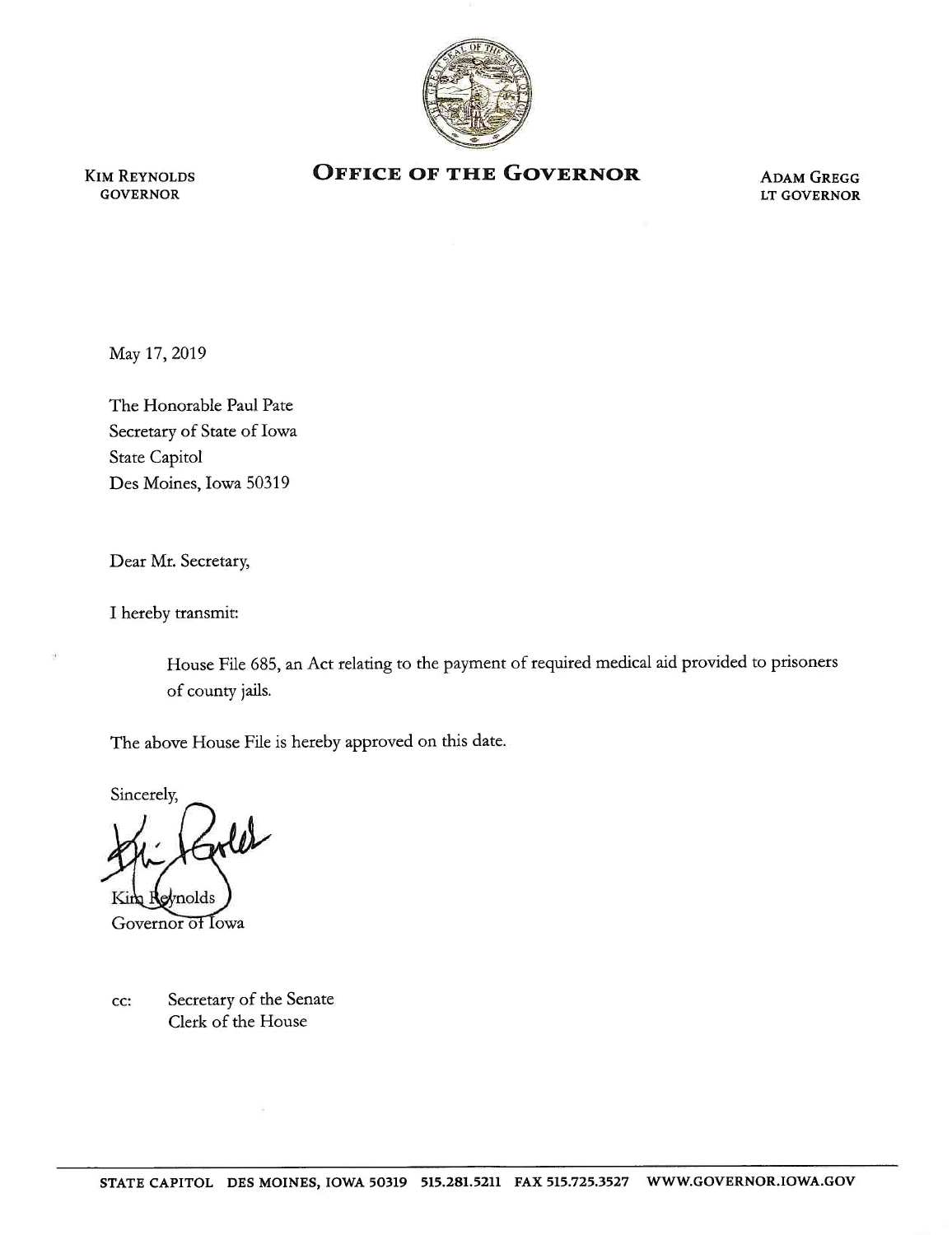KIM REYNOLDS
GOVERNOR

# OFFICE OF THE GOVERNOR

ADAM GREGG
LT GOVERNOR

May 17, 2019

The Honorable Paul Pate
Secretary of State of Iowa
State Capitol
Des Moines, Iowa 50319

Dear Mr. Secretary,

I hereby transmit:

> House File 685, an Act relating to the payment of required medical aid provided to prisoners of county jails.

The above House File is hereby approved on this date.

Sincerely,

Kim Reynolds
Governor of Iowa

cc: Secretary of the Senate
Clerk of the House

STATE CAPITOL DES MOINES, IOWA 50319 515.281.5211 FAX 515.725.3527 WWW.GOVERNOR.IOWA.GOV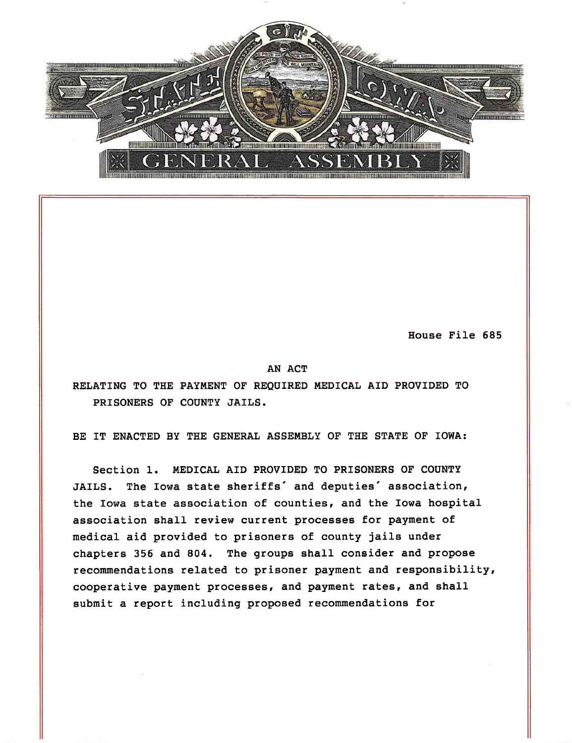House File 685

AN ACT

RELATING TO THE PAYMENT OF REQUIRED MEDICAL AID PROVIDED TO PRISONERS OF COUNTY JAILS.

BE IT ENACTED BY THE GENERAL ASSEMBLY OF THE STATE OF IOWA:

Section 1. MEDICAL AID PROVIDED TO PRISONERS OF COUNTY JAILS. The Iowa state sheriffs' and deputies' association, the Iowa state association of counties, and the Iowa hospital association shall review current processes for payment of medical aid provided to prisoners of county jails under chapters 356 and 804. The groups shall consider and propose recommendations related to prisoner payment and responsibility, cooperative payment processes, and payment rates, and shall submit a report including proposed recommendations for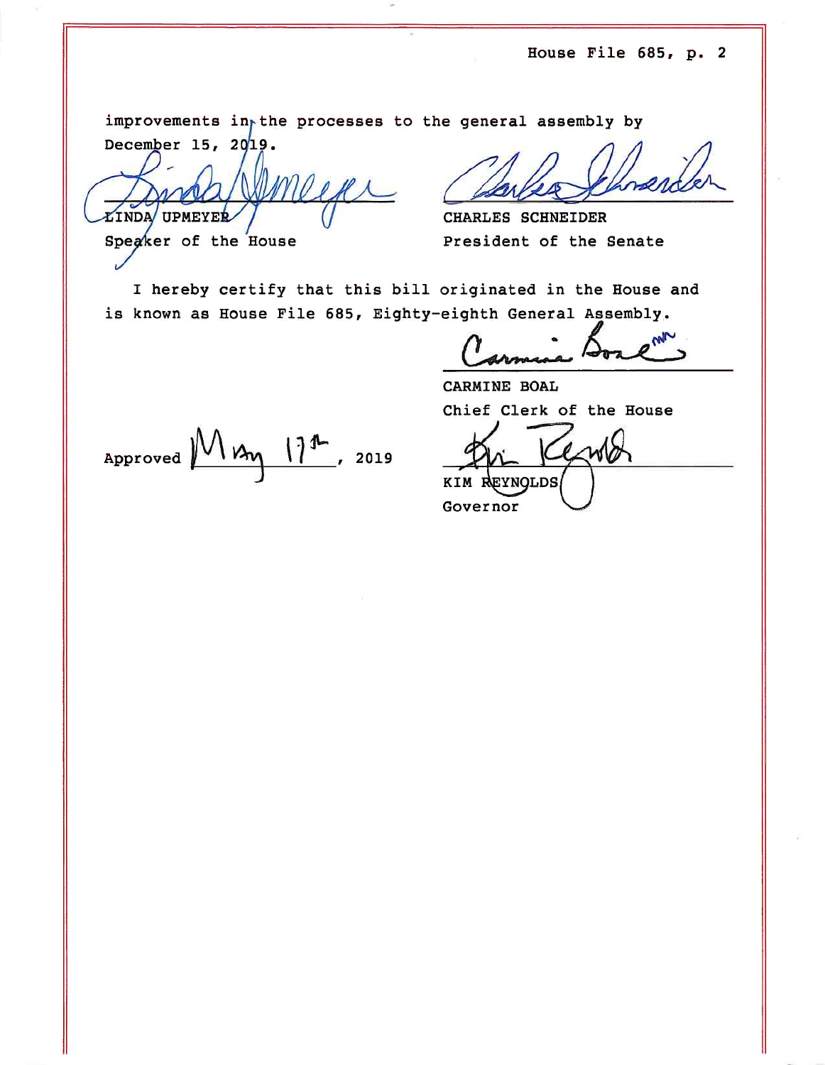improvements in the processes to the general assembly by December 15, 2019.

LINDA UPMEYER
Speaker of the House

CHARLES SCHNEIDER
President of the Senate

I hereby certify that this bill originated in the House and is known as House File 685, Eighty-eighth General Assembly.

CARMINE BOAL
Chief Clerk of the House

Approved May 17th, 2019

KIM REYNOLDS
Governor